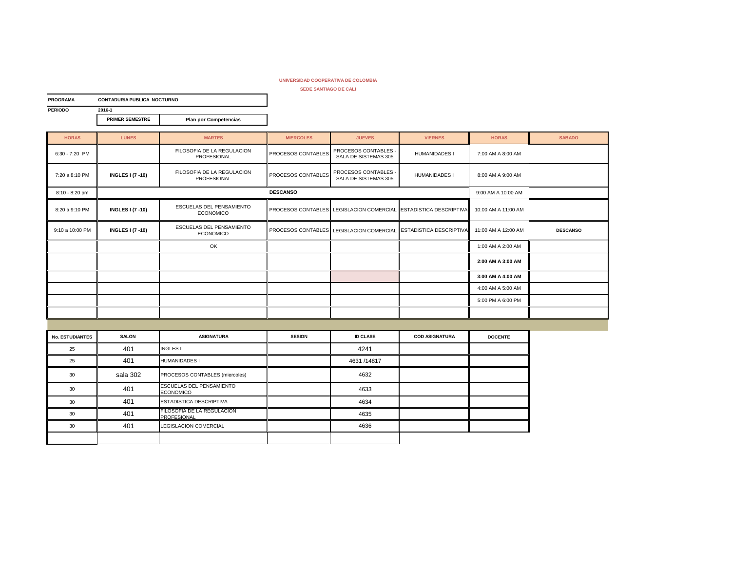**UNIVERSIDAD COOPERATIVA DE COLOMBIA**

**SEDE SANTIAGO DE CALI**

| **PROGRAMA** | **CONTADURIA PUBLICA NOCTURNO** | |
|---|---|---|
| **PERIODO** | **2016-1** | |
| | **PRIMER SEMESTRE** | **Plan por Competencias** |

| HORAS | LUNES | MARTES | MIERCOLES | JUEVES | VIERNES | HORAS | SABADO |
|---|---|---|---|---|---|---|---|
| 6:30 - 7:20 PM | | FILOSOFIA DE LA REGULACION PROFESIONAL | PROCESOS CONTABLES | PROCESOS CONTABLES - SALA DE SISTEMAS 305 | HUMANIDADES I | 7:00 AM A 8:00 AM | |
| 7:20 a 8:10 PM | **INGLES I (7 -10)** | FILOSOFIA DE LA REGULACION PROFESIONAL | PROCESOS CONTABLES | PROCESOS CONTABLES - SALA DE SISTEMAS 305 | HUMANIDADES I | 8:00 AM A 9:00 AM | |
| 8:10 - 8:20 pm | | | **DESCANSO** | | | 9:00 AM A 10:00 AM | |
| 8:20 a 9:10 PM | **INGLES I (7 -10)** | ESCUELAS DEL PENSAMIENTO ECONOMICO | PROCESOS CONTABLES | LEGISLACION COMERCIAL | ESTADISTICA DESCRIPTIVA | 10:00 AM A 11:00 AM | |
| 9:10 a 10:00 PM | **INGLES I (7 -10)** | ESCUELAS DEL PENSAMIENTO ECONOMICO | PROCESOS CONTABLES | LEGISLACION COMERCIAL | ESTADISTICA DESCRIPTIVA | 11:00 AM A 12:00 AM | **DESCANSO** |
| | | OK | | | | 1:00 AM A 2:00 AM | |
| | | | | | | **2:00 AM A 3:00 AM** | |
| | | | | | | **3:00 AM A 4:00 AM** | |
| | | | | | | 4:00 AM A 5:00 AM | |
| | | | | | | 5:00 PM A 6:00 PM | |
| | | | | | | | |

| No. ESTUDIANTES | SALON | ASIGNATURA | SESION | ID CLASE | COD ASIGNATURA | DOCENTE |
|---|---|---|---|---|---|---|
| 25 | 401 | INGLES I | | 4241 | | |
| 25 | 401 | HUMANIDADES I | | 4631 /14817 | | |
| 30 | sala 302 | PROCESOS CONTABLES (miercoles) | | 4632 | | |
| 30 | 401 | ESCUELAS DEL PENSAMIENTO ECONOMICO | | 4633 | | |
| 30 | 401 | ESTADISTICA DESCRIPTIVA | | 4634 | | |
| 30 | 401 | FILOSOFIA DE LA REGULACION PROFESIONAL | | 4635 | | |
| 30 | 401 | LEGISLACION COMERCIAL | | 4636 | | |
| | | | | | | |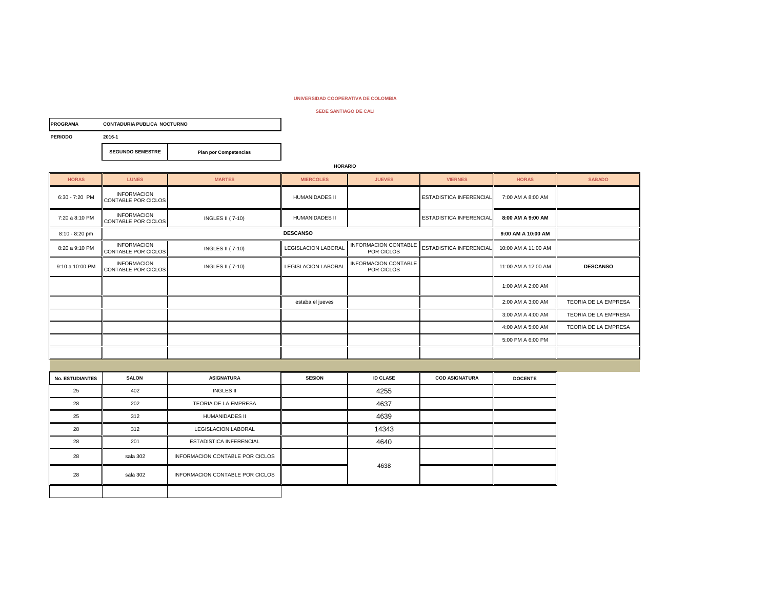**UNIVERSIDAD COOPERATIVA DE COLOMBIA**

**SEDE SANTIAGO DE CALI**

| **PROGRAMA** | **CONTADURIA PUBLICA NOCTURNO** |
|---|---|
| **PERIODO** | **2016-1** |
| | **SEGUNDO SEMESTRE** | **Plan por Competencias** |

**HORARIO**

| HORAS | LUNES | MARTES | MIERCOLES | JUEVES | VIERNES | HORAS | SABADO |
|---|---|---|---|---|---|---|---|
| 6:30 - 7:20 PM | INFORMACION CONTABLE POR CICLOS | | HUMANIDADES II | | ESTADISTICA INFERENCIAL | 7:00 AM A 8:00 AM | |
| 7:20 a 8:10 PM | INFORMACION CONTABLE POR CICLOS | INGLES II ( 7-10) | HUMANIDADES II | | ESTADISTICA INFERENCIAL | **8:00 AM A 9:00 AM** | |
| 8:10 - 8:20 pm | | | **DESCANSO** | | | **9:00 AM A 10:00 AM** | |
| 8:20 a 9:10 PM | INFORMACION CONTABLE POR CICLOS | INGLES II ( 7-10) | LEGISLACION LABORAL | INFORMACION CONTABLE POR CICLOS | ESTADISTICA INFERENCIAL | 10:00 AM A 11:00 AM | |
| 9:10 a 10:00 PM | INFORMACION CONTABLE POR CICLOS | INGLES II ( 7-10) | LEGISLACION LABORAL | INFORMACION CONTABLE POR CICLOS | | 11:00 AM A 12:00 AM | **DESCANSO** |
| | | | | | | 1:00 AM A 2:00 AM | |
| | | | estaba el jueves | | | 2:00 AM A 3:00 AM | TEORIA DE LA EMPRESA |
| | | | | | | 3:00 AM A 4:00 AM | TEORIA DE LA EMPRESA |
| | | | | | | 4:00 AM A 5:00 AM | TEORIA DE LA EMPRESA |
| | | | | | | 5:00 PM A 6:00 PM | |
| | | | | | | | |

| No. ESTUDIANTES | SALON | ASIGNATURA | SESION | ID CLASE | COD ASIGNATURA | DOCENTE |
|---|---|---|---|---|---|---|
| 25 | 402 | INGLES II | | 4255 | | |
| 28 | 202 | TEORIA DE LA EMPRESA | | 4637 | | |
| 25 | 312 | HUMANIDADES II | | 4639 | | |
| 28 | 312 | LEGISLACION LABORAL | | 14343 | | |
| 28 | 201 | ESTADISTICA INFERENCIAL | | 4640 | | |
| 28 | sala 302 | INFORMACION CONTABLE POR CICLOS | | 4638 | | |
| 28 | sala 302 | INFORMACION CONTABLE POR CICLOS | | | | |
| | | | | | | |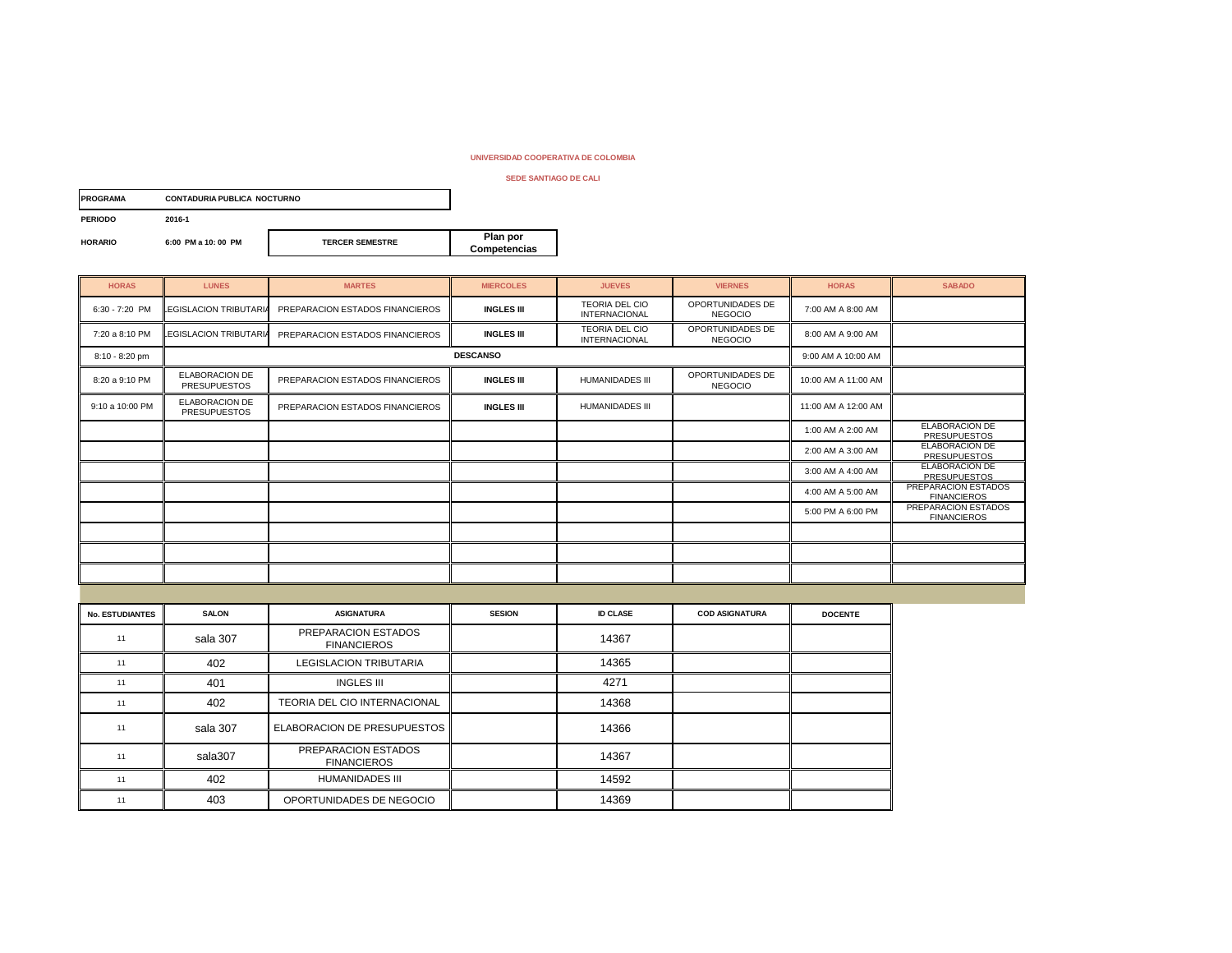**UNIVERSIDAD COOPERATIVA DE COLOMBIA**

**SEDE SANTIAGO DE CALI**

| | |
|---|---|
| **PROGRAMA** | **CONTADURIA PUBLICA NOCTURNO** |
| **PERIODO** | **2016-1** |
| **HORARIO** | **6:00 PM a 10: 00 PM** |

**TERCER SEMESTRE** | **Plan por Competencias**

| HORAS | LUNES | MARTES | MIERCOLES | JUEVES | VIERNES | HORAS | SABADO |
|---|---|---|---|---|---|---|---|
| 6:30 - 7:20 PM | LEGISLACION TRIBUTARIA | PREPARACION ESTADOS FINANCIEROS | **INGLES III** | TEORIA DEL CIO INTERNACIONAL | OPORTUNIDADES DE NEGOCIO | 7:00 AM A 8:00 AM | |
| 7:20 a 8:10 PM | LEGISLACION TRIBUTARIA | PREPARACION ESTADOS FINANCIEROS | **INGLES III** | TEORIA DEL CIO INTERNACIONAL | OPORTUNIDADES DE NEGOCIO | 8:00 AM A 9:00 AM | |
| 8:10 - 8:20 pm | | | **DESCANSO** | | | 9:00 AM A 10:00 AM | |
| 8:20 a 9:10 PM | ELABORACION DE PRESUPUESTOS | PREPARACION ESTADOS FINANCIEROS | **INGLES III** | HUMANIDADES III | OPORTUNIDADES DE NEGOCIO | 10:00 AM A 11:00 AM | |
| 9:10 a 10:00 PM | ELABORACION DE PRESUPUESTOS | PREPARACION ESTADOS FINANCIEROS | **INGLES III** | HUMANIDADES III | | 11:00 AM A 12:00 AM | |
| | | | | | | 1:00 AM A 2:00 AM | ELABORACION DE PRESUPUESTOS |
| | | | | | | 2:00 AM A 3:00 AM | ELABORACION DE PRESUPUESTOS |
| | | | | | | 3:00 AM A 4:00 AM | ELABORACION DE PRESUPUESTOS |
| | | | | | | 4:00 AM A 5:00 AM | PREPARACION ESTADOS FINANCIEROS |
| | | | | | | 5:00 PM A 6:00 PM | PREPARACION ESTADOS FINANCIEROS |

| No. ESTUDIANTES | SALON | ASIGNATURA | SESION | ID CLASE | COD ASIGNATURA | DOCENTE |
|---|---|---|---|---|---|---|
| 11 | sala 307 | PREPARACION ESTADOS FINANCIEROS | | 14367 | | |
| 11 | 402 | LEGISLACION TRIBUTARIA | | 14365 | | |
| 11 | 401 | INGLES III | | 4271 | | |
| 11 | 402 | TEORIA DEL CIO INTERNACIONAL | | 14368 | | |
| 11 | sala 307 | ELABORACION DE PRESUPUESTOS | | 14366 | | |
| 11 | sala307 | PREPARACION ESTADOS FINANCIEROS | | 14367 | | |
| 11 | 402 | HUMANIDADES III | | 14592 | | |
| 11 | 403 | OPORTUNIDADES DE NEGOCIO | | 14369 | | |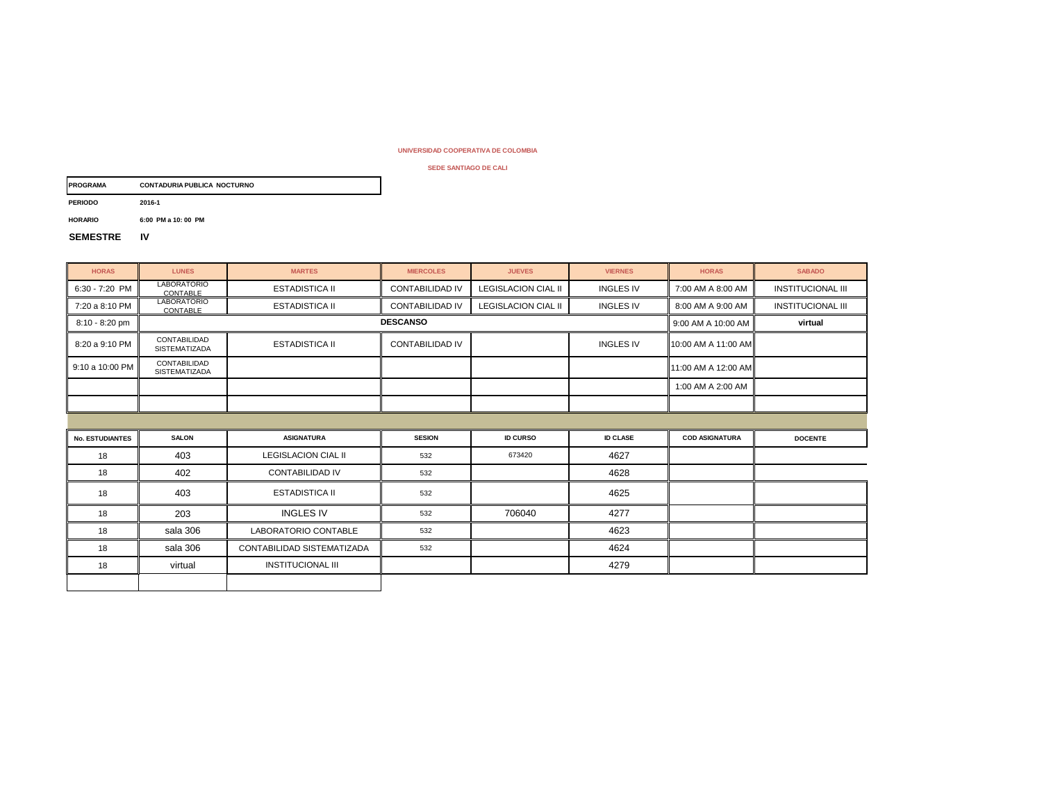UNIVERSIDAD COOPERATIVA DE COLOMBIA

SEDE SANTIAGO DE CALI

**PROGRAMA** CONTADURIA PUBLICA NOCTURNO

**PERIODO** 2016-1

**HORARIO** 6:00 PM a 10: 00 PM

**SEMESTRE** IV

| HORAS | LUNES | MARTES | MIERCOLES | JUEVES | VIERNES | HORAS | SABADO |
|---|---|---|---|---|---|---|---|
| 6:30 - 7:20 PM | LABORATORIO CONTABLE | ESTADISTICA II | CONTABILIDAD IV | LEGISLACION CIAL II | INGLES IV | 7:00 AM A 8:00 AM | INSTITUCIONAL III |
| 7:20 a 8:10 PM | LABORATORIO CONTABLE | ESTADISTICA II | CONTABILIDAD IV | LEGISLACION CIAL II | INGLES IV | 8:00 AM A 9:00 AM | INSTITUCIONAL III |
| 8:10 - 8:20 pm | DESCANSO | | | | | 9:00 AM A 10:00 AM | virtual |
| 8:20 a 9:10 PM | CONTABILIDAD SISTEMATIZADA | ESTADISTICA II | CONTABILIDAD IV | | INGLES IV | 10:00 AM A 11:00 AM | |
| 9:10 a 10:00 PM | CONTABILIDAD SISTEMATIZADA | | | | | 11:00 AM A 12:00 AM | |
| | | | | | | 1:00 AM A 2:00 AM | |
| | | | | | | | |

| No. ESTUDIANTES | SALON | ASIGNATURA | SESION | ID CURSO | ID CLASE | COD ASIGNATURA | DOCENTE |
|---|---|---|---|---|---|---|---|
| 18 | 403 | LEGISLACION CIAL II | 532 | 673420 | 4627 | | |
| 18 | 402 | CONTABILIDAD IV | 532 | | 4628 | | |
| 18 | 403 | ESTADISTICA II | 532 | | 4625 | | |
| 18 | 203 | INGLES IV | 532 | 706040 | 4277 | | |
| 18 | sala 306 | LABORATORIO CONTABLE | 532 | | 4623 | | |
| 18 | sala 306 | CONTABILIDAD SISTEMATIZADA | 532 | | 4624 | | |
| 18 | virtual | INSTITUCIONAL III | | | 4279 | | |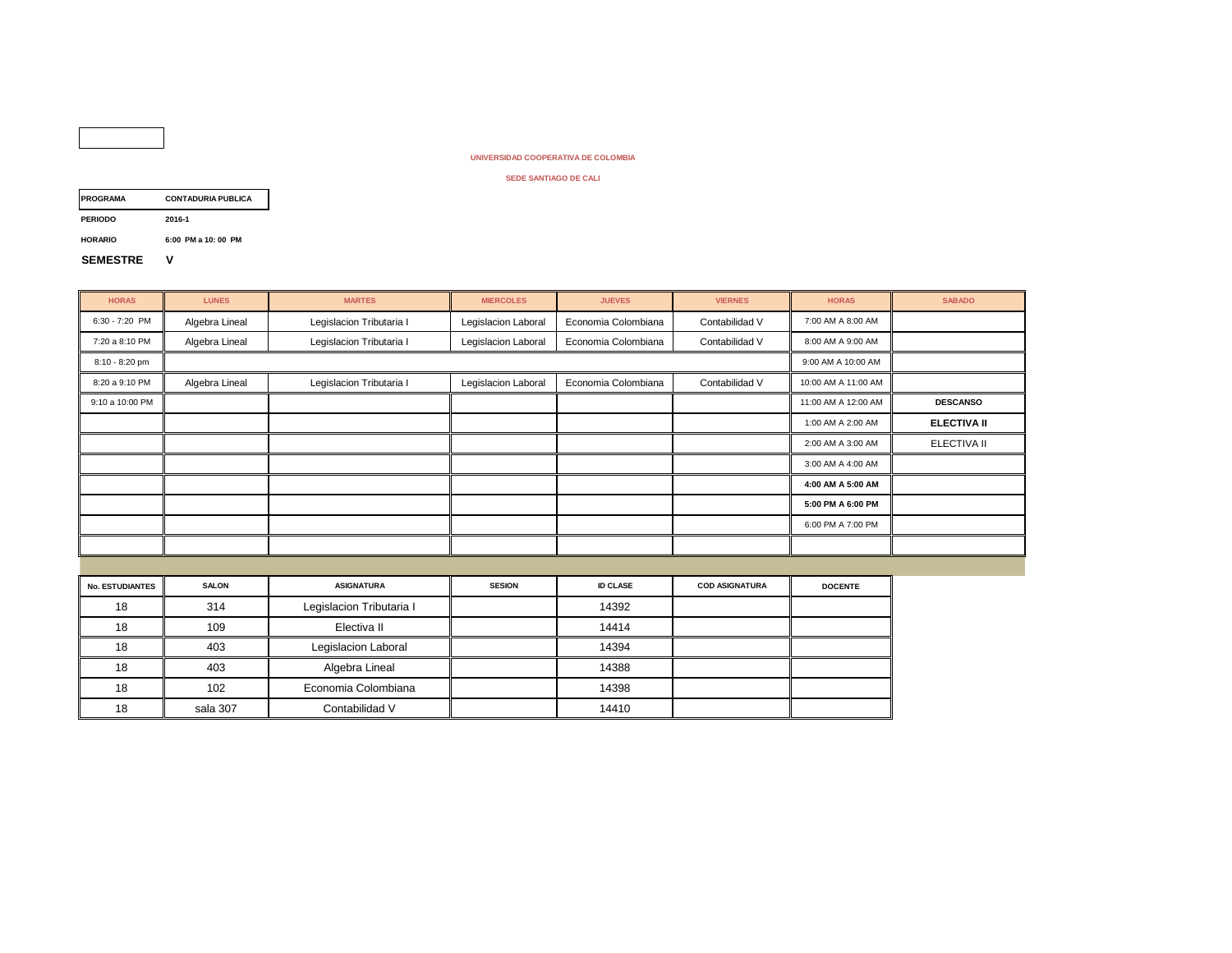**UNIVERSIDAD COOPERATIVA DE COLOMBIA**

**SEDE SANTIAGO DE CALI**

| PROGRAMA | CONTADURIA PUBLICA |
|---|---|
| PERIODO | 2016-1 |
| HORARIO | 6:00 PM a 10: 00 PM |

**SEMESTRE V**

| HORAS | LUNES | MARTES | MIERCOLES | JUEVES | VIERNES | HORAS | SABADO |
|---|---|---|---|---|---|---|---|
| 6:30 - 7:20 PM | Algebra Lineal | Legislacion Tributaria I | Legislacion Laboral | Economia Colombiana | Contabilidad V | 7:00 AM A 8:00 AM | |
| 7:20 a 8:10 PM | Algebra Lineal | Legislacion Tributaria I | Legislacion Laboral | Economia Colombiana | Contabilidad V | 8:00 AM A 9:00 AM | |
| 8:10 - 8:20 pm | | | | | | 9:00 AM A 10:00 AM | |
| 8:20 a 9:10 PM | Algebra Lineal | Legislacion Tributaria I | Legislacion Laboral | Economia Colombiana | Contabilidad V | 10:00 AM A 11:00 AM | |
| 9:10 a 10:00 PM | | | | | | 11:00 AM A 12:00 AM | **DESCANSO** |
| | | | | | | 1:00 AM A 2:00 AM | **ELECTIVA II** |
| | | | | | | 2:00 AM A 3:00 AM | ELECTIVA II |
| | | | | | | 3:00 AM A 4:00 AM | |
| | | | | | | **4:00 AM A 5:00 AM** | |
| | | | | | | **5:00 PM A 6:00 PM** | |
| | | | | | | 6:00 PM A 7:00 PM | |
| | | | | | | | |

| No. ESTUDIANTES | SALON | ASIGNATURA | SESION | ID CLASE | COD ASIGNATURA | DOCENTE |
|---|---|---|---|---|---|---|
| 18 | 314 | Legislacion Tributaria I | | 14392 | | |
| 18 | 109 | Electiva II | | 14414 | | |
| 18 | 403 | Legislacion Laboral | | 14394 | | |
| 18 | 403 | Algebra Lineal | | 14388 | | |
| 18 | 102 | Economia Colombiana | | 14398 | | |
| 18 | sala 307 | Contabilidad V | | 14410 | | |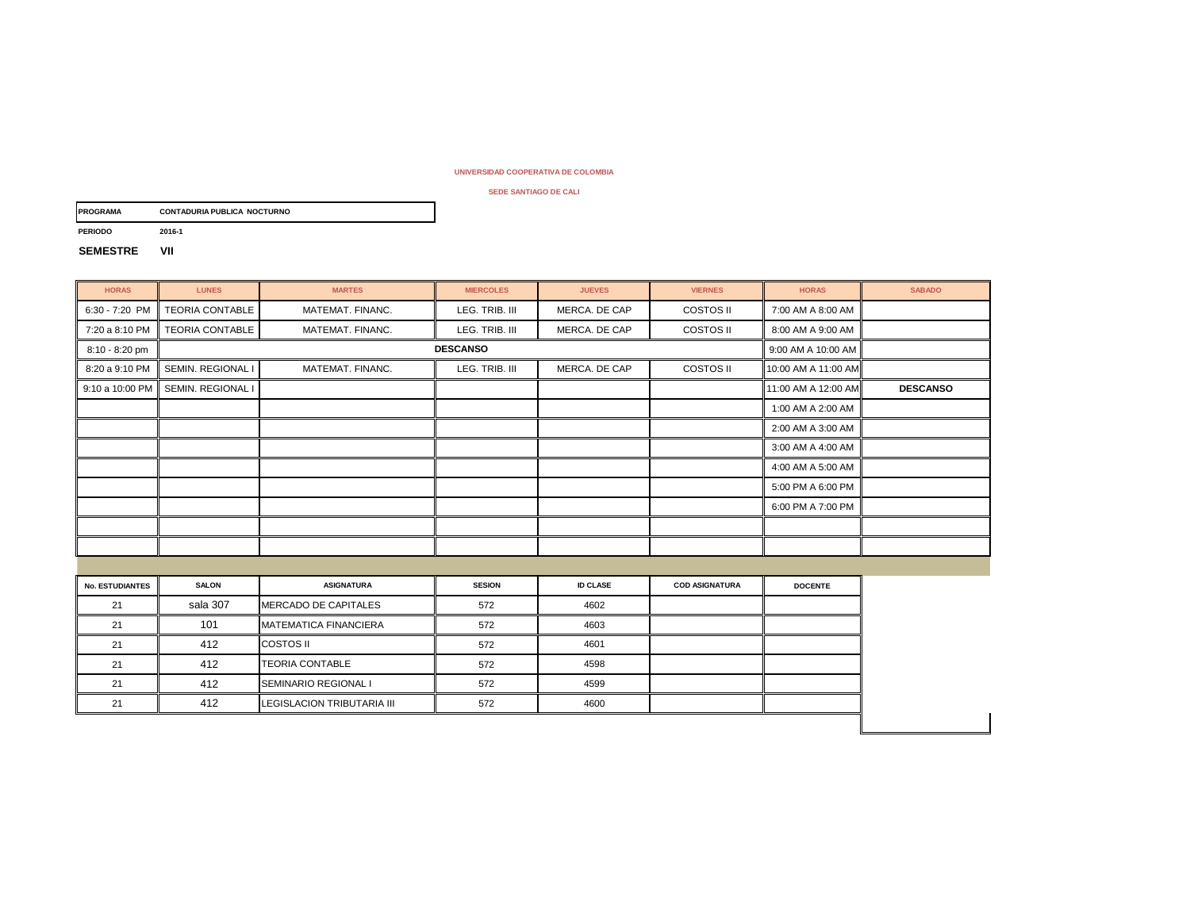**UNIVERSIDAD COOPERATIVA DE COLOMBIA**

**SEDE SANTIAGO DE CALI**

| | |
|---|---|
| **PROGRAMA** | **CONTADURIA PUBLICA NOCTURNO** |
| **PERIODO** | **2016-1** |
| **SEMESTRE** | **VII** |

| HORAS | LUNES | MARTES | MIERCOLES | JUEVES | VIERNES | HORAS | SABADO |
|---|---|---|---|---|---|---|---|
| 6:30 - 7:20 PM | TEORIA CONTABLE | MATEMAT. FINANC. | LEG. TRIB. III | MERCA. DE CAP | COSTOS II | 7:00 AM A 8:00 AM | |
| 7:20 a 8:10 PM | TEORIA CONTABLE | MATEMAT. FINANC. | LEG. TRIB. III | MERCA. DE CAP | COSTOS II | 8:00 AM A 9:00 AM | |
| 8:10 - 8:20 pm | | | **DESCANSO** | | | 9:00 AM A 10:00 AM | |
| 8:20 a 9:10 PM | SEMIN. REGIONAL I | MATEMAT. FINANC. | LEG. TRIB. III | MERCA. DE CAP | COSTOS II | 10:00 AM A 11:00 AM | |
| 9:10 a 10:00 PM | SEMIN. REGIONAL I | | | | | 11:00 AM A 12:00 AM | **DESCANSO** |
| | | | | | | 1:00 AM A 2:00 AM | |
| | | | | | | 2:00 AM A 3:00 AM | |
| | | | | | | 3:00 AM A 4:00 AM | |
| | | | | | | 4:00 AM A 5:00 AM | |
| | | | | | | 5:00 PM A 6:00 PM | |
| | | | | | | 6:00 PM A 7:00 PM | |

| No. ESTUDIANTES | SALON | ASIGNATURA | SESION | ID CLASE | COD ASIGNATURA | DOCENTE |
|---|---|---|---|---|---|---|
| 21 | sala 307 | MERCADO DE CAPITALES | 572 | 4602 | | |
| 21 | 101 | MATEMATICA FINANCIERA | 572 | 4603 | | |
| 21 | 412 | COSTOS II | 572 | 4601 | | |
| 21 | 412 | TEORIA CONTABLE | 572 | 4598 | | |
| 21 | 412 | SEMINARIO REGIONAL I | 572 | 4599 | | |
| 21 | 412 | LEGISLACION TRIBUTARIA III | 572 | 4600 | | |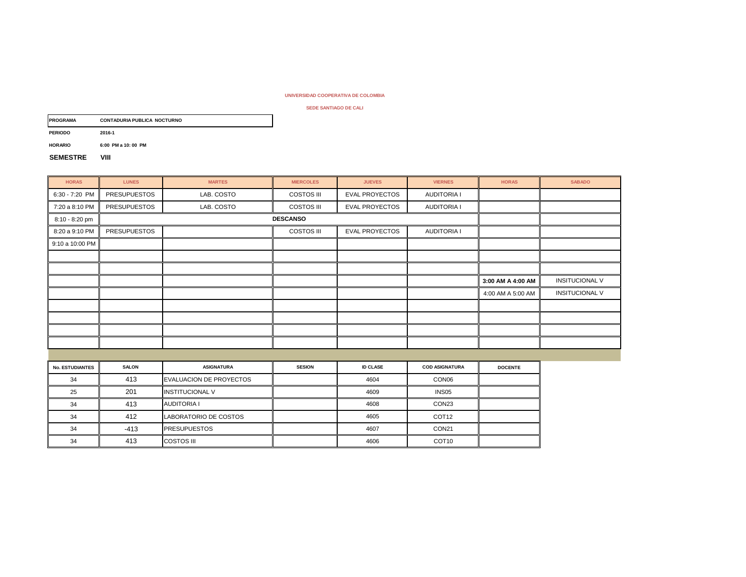UNIVERSIDAD COOPERATIVA DE COLOMBIA

SEDE SANTIAGO DE CALI

| | |
|---|---|
| **PROGRAMA** | **CONTADURIA PUBLICA NOCTURNO** |
| **PERIODO** | **2016-1** |
| **HORARIO** | **6:00 PM a 10: 00 PM** |
| **SEMESTRE** | **VIII** |

| HORAS | LUNES | MARTES | MIERCOLES | JUEVES | VIERNES | HORAS | SABADO |
|---|---|---|---|---|---|---|---|
| 6:30 - 7:20 PM | PRESUPUESTOS | LAB. COSTO | COSTOS III | EVAL PROYECTOS | AUDITORIA I | | |
| 7:20 a 8:10 PM | PRESUPUESTOS | LAB. COSTO | COSTOS III | EVAL PROYECTOS | AUDITORIA I | | |
| 8:10 - 8:20 pm | | | **DESCANSO** | | | | |
| 8:20 a 9:10 PM | PRESUPUESTOS | | COSTOS III | EVAL PROYECTOS | AUDITORIA I | | |
| 9:10 a 10:00 PM | | | | | | | |
| | | | | | | | |
| | | | | | | | |
| | | | | | | **3:00 AM A 4:00 AM** | INSITUCIONAL V |
| | | | | | | 4:00 AM A 5:00 AM | INSITUCIONAL V |
| | | | | | | | |
| | | | | | | | |
| | | | | | | | |
| | | | | | | | |

| No. ESTUDIANTES | SALON | ASIGNATURA | SESION | ID CLASE | COD ASIGNATURA | DOCENTE |
|---|---|---|---|---|---|---|
| 34 | 413 | EVALUACION DE PROYECTOS | | 4604 | CON06 | |
| 25 | 201 | INSTITUCIONAL V | | 4609 | INS05 | |
| 34 | 413 | AUDITORIA I | | 4608 | CON23 | |
| 34 | 412 | LABORATORIO DE COSTOS | | 4605 | COT12 | |
| 34 | -413 | PRESUPUESTOS | | 4607 | CON21 | |
| 34 | 413 | COSTOS III | | 4606 | COT10 | |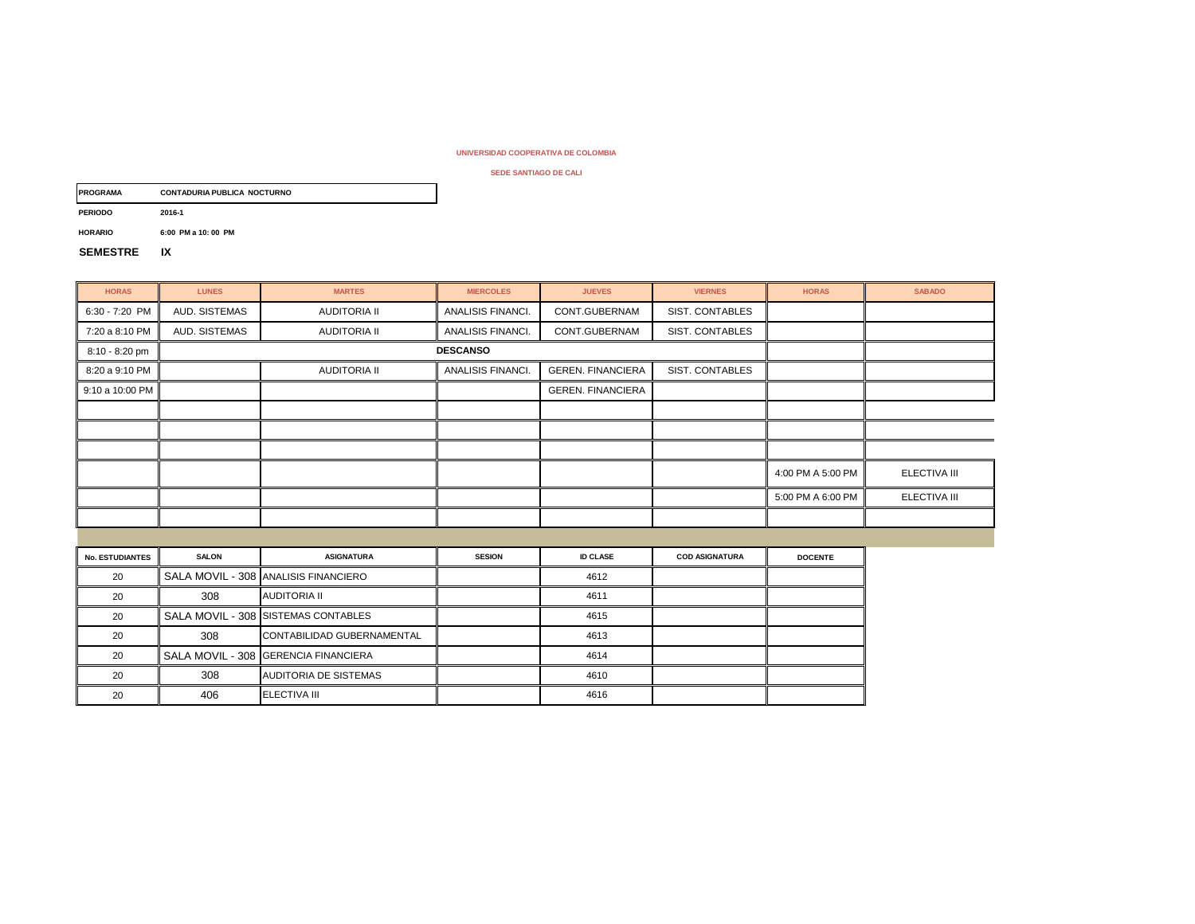UNIVERSIDAD COOPERATIVA DE COLOMBIA

SEDE SANTIAGO DE CALI

**PROGRAMA** CONTADURIA PUBLICA NOCTURNO

**PERIODO** 2016-1

**HORARIO** 6:00 PM a 10: 00 PM

**SEMESTRE** IX

| HORAS | LUNES | MARTES | MIERCOLES | JUEVES | VIERNES | HORAS | SABADO |
|---|---|---|---|---|---|---|---|
| 6:30 - 7:20 PM | AUD. SISTEMAS | AUDITORIA II | ANALISIS FINANCI. | CONT.GUBERNAM | SIST. CONTABLES | | |
| 7:20 a 8:10 PM | AUD. SISTEMAS | AUDITORIA II | ANALISIS FINANCI. | CONT.GUBERNAM | SIST. CONTABLES | | |
| 8:10 - 8:20 pm | DESCANSO | | | | | | |
| 8:20 a 9:10 PM | | AUDITORIA II | ANALISIS FINANCI. | GEREN. FINANCIERA | SIST. CONTABLES | | |
| 9:10 a 10:00 PM | | | | GEREN. FINANCIERA | | | |
| | | | | | | | |
| | | | | | | | |
| | | | | | | | |
| | | | | | | 4:00 PM A 5:00 PM | ELECTIVA III |
| | | | | | | 5:00 PM A 6:00 PM | ELECTIVA III |
| | | | | | | | |

| No. ESTUDIANTES | SALON | ASIGNATURA | SESION | ID CLASE | COD ASIGNATURA | DOCENTE |
|---|---|---|---|---|---|---|
| 20 | SALA MOVIL - 308 | ANALISIS FINANCIERO | | 4612 | | |
| 20 | 308 | AUDITORIA II | | 4611 | | |
| 20 | SALA MOVIL - 308 | SISTEMAS CONTABLES | | 4615 | | |
| 20 | 308 | CONTABILIDAD GUBERNAMENTAL | | 4613 | | |
| 20 | SALA MOVIL - 308 | GERENCIA FINANCIERA | | 4614 | | |
| 20 | 308 | AUDITORIA DE SISTEMAS | | 4610 | | |
| 20 | 406 | ELECTIVA III | | 4616 | | |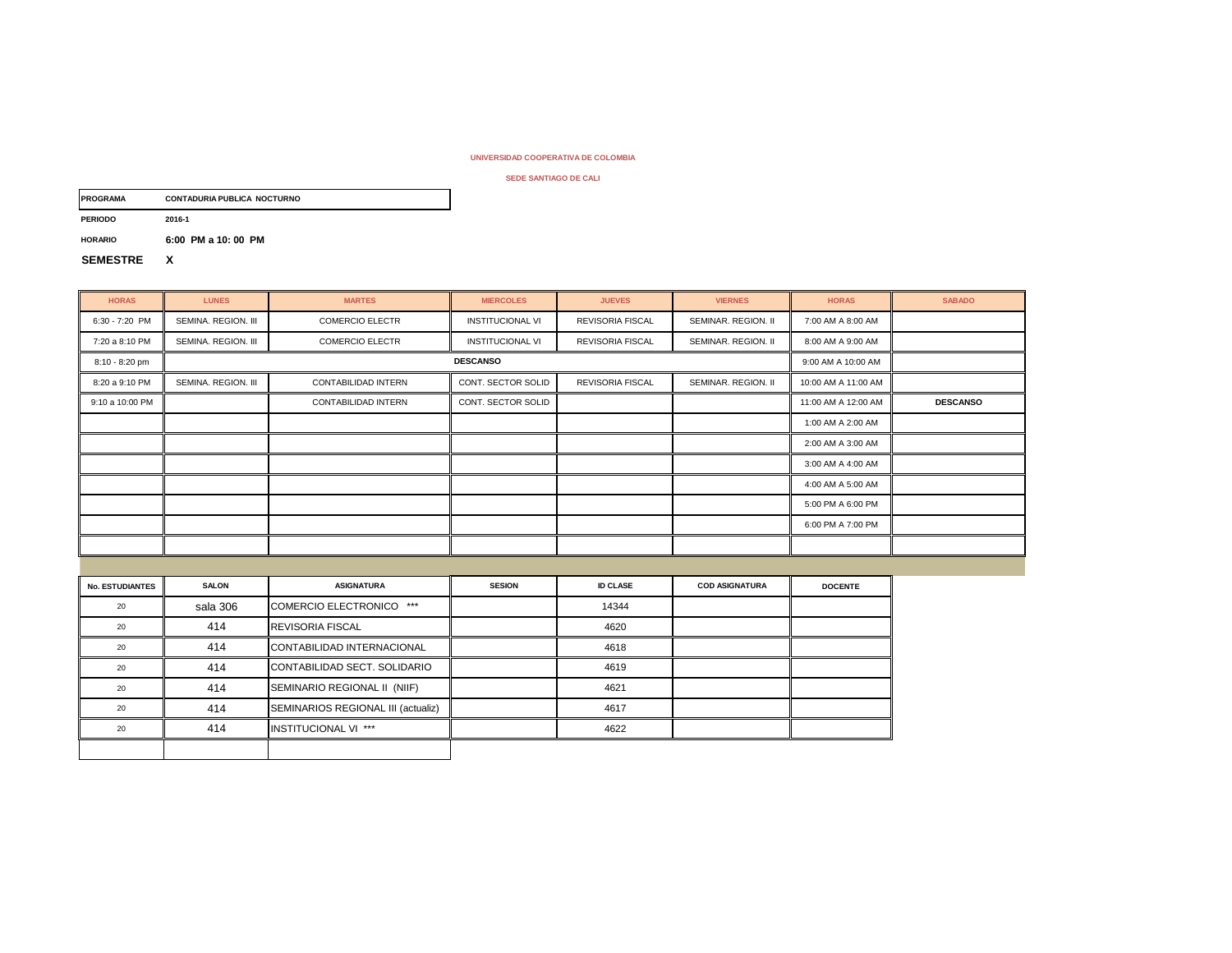UNIVERSIDAD COOPERATIVA DE COLOMBIA

SEDE SANTIAGO DE CALI

**PROGRAMA** CONTADURIA PUBLICA NOCTURNO

**PERIODO** 2016-1

**HORARIO** 6:00 PM a 10: 00 PM

**SEMESTRE** X

| HORAS | LUNES | MARTES | MIERCOLES | JUEVES | VIERNES | HORAS | SABADO |
|---|---|---|---|---|---|---|---|
| 6:30 - 7:20 PM | SEMINA. REGION. III | COMERCIO ELECTR | INSTITUCIONAL VI | REVISORIA FISCAL | SEMINAR. REGION. II | 7:00 AM A 8:00 AM | |
| 7:20 a 8:10 PM | SEMINA. REGION. III | COMERCIO ELECTR | INSTITUCIONAL VI | REVISORIA FISCAL | SEMINAR. REGION. II | 8:00 AM A 9:00 AM | |
| 8:10 - 8:20 pm | | | DESCANSO | | | 9:00 AM A 10:00 AM | |
| 8:20 a 9:10 PM | SEMINA. REGION. III | CONTABILIDAD INTERN | CONT. SECTOR SOLID | REVISORIA FISCAL | SEMINAR. REGION. II | 10:00 AM A 11:00 AM | |
| 9:10 a 10:00 PM | | CONTABILIDAD INTERN | CONT. SECTOR SOLID | | | 11:00 AM A 12:00 AM | DESCANSO |
| | | | | | | 1:00 AM A 2:00 AM | |
| | | | | | | 2:00 AM A 3:00 AM | |
| | | | | | | 3:00 AM A 4:00 AM | |
| | | | | | | 4:00 AM A 5:00 AM | |
| | | | | | | 5:00 PM A 6:00 PM | |
| | | | | | | 6:00 PM A 7:00 PM | |

| No. ESTUDIANTES | SALON | ASIGNATURA | SESION | ID CLASE | COD ASIGNATURA | DOCENTE |
|---|---|---|---|---|---|---|
| 20 | sala 306 | COMERCIO ELECTRONICO *** | | 14344 | | |
| 20 | 414 | REVISORIA FISCAL | | 4620 | | |
| 20 | 414 | CONTABILIDAD INTERNACIONAL | | 4618 | | |
| 20 | 414 | CONTABILIDAD SECT. SOLIDARIO | | 4619 | | |
| 20 | 414 | SEMINARIO REGIONAL II (NIIF) | | 4621 | | |
| 20 | 414 | SEMINARIOS REGIONAL III (actualiz) | | 4617 | | |
| 20 | 414 | INSTITUCIONAL VI *** | | 4622 | | |